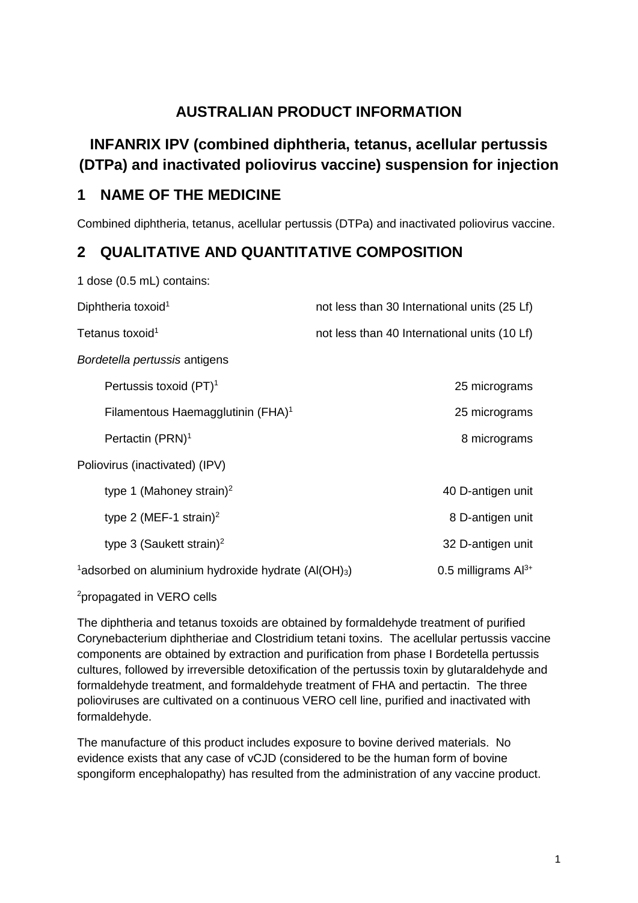# AUSTRALIAN PRODUCT INFORMATION

# INFANRIX IPV (combined diphtheria, tetanus, acellular pertussis (DTPa) and inactivated poliovirus vaccine) suspension for injection

## 1 NAME OF THE MEDICINE

Combined diphtheria, tetanus, acellular pertussis (DTPa) and inactivated poliovirus vaccine.

## 2 QUALITATIVE AND QUANTITATIVE COMPOSITION

1 dose (0.5 mL) contains:

| | |
|---|---|
| Diphtheria toxoid[1] | not less than 30 International units (25 Lf) |
| Tetanus toxoid[1] | not less than 40 International units (10 Lf) |
| *Bordetella pertussis* antigens | |
| Pertussis toxoid (PT)[1] | 25 micrograms |
| Filamentous Haemagglutinin (FHA)[1] | 25 micrograms |
| Pertactin (PRN)[1] | 8 micrograms |
| Poliovirus (inactivated) (IPV) | |
| type 1 (Mahoney strain)[2] | 40 D-antigen unit |
| type 2 (MEF-1 strain)[2] | 8 D-antigen unit |
| type 3 (Saukett strain)[2] | 32 D-antigen unit |
| [1]adsorbed on aluminium hydroxide hydrate ($Al(OH)_3$) | 0.5 milligrams $Al^{3+}$ |

[2]propagated in VERO cells

The diphtheria and tetanus toxoids are obtained by formaldehyde treatment of purified Corynebacterium diphtheriae and Clostridium tetani toxins. The acellular pertussis vaccine components are obtained by extraction and purification from phase I Bordetella pertussis cultures, followed by irreversible detoxification of the pertussis toxin by glutaraldehyde and formaldehyde treatment, and formaldehyde treatment of FHA and pertactin. The three polioviruses are cultivated on a continuous VERO cell line, purified and inactivated with formaldehyde.

The manufacture of this product includes exposure to bovine derived materials. No evidence exists that any case of vCJD (considered to be the human form of bovine spongiform encephalopathy) has resulted from the administration of any vaccine product.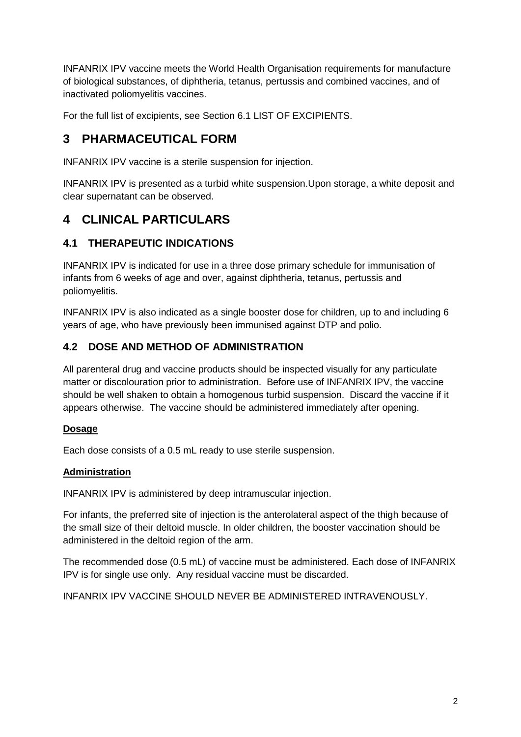INFANRIX IPV vaccine meets the World Health Organisation requirements for manufacture of biological substances, of diphtheria, tetanus, pertussis and combined vaccines, and of inactivated poliomyelitis vaccines.

For the full list of excipients, see Section 6.1 LIST OF EXCIPIENTS.

# 3 PHARMACEUTICAL FORM

INFANRIX IPV vaccine is a sterile suspension for injection.

INFANRIX IPV is presented as a turbid white suspension.Upon storage, a white deposit and clear supernatant can be observed.

# 4 CLINICAL PARTICULARS

## 4.1 THERAPEUTIC INDICATIONS

INFANRIX IPV is indicated for use in a three dose primary schedule for immunisation of infants from 6 weeks of age and over, against diphtheria, tetanus, pertussis and poliomyelitis.

INFANRIX IPV is also indicated as a single booster dose for children, up to and including 6 years of age, who have previously been immunised against DTP and polio.

## 4.2 DOSE AND METHOD OF ADMINISTRATION

All parenteral drug and vaccine products should be inspected visually for any particulate matter or discolouration prior to administration. Before use of INFANRIX IPV, the vaccine should be well shaken to obtain a homogenous turbid suspension. Discard the vaccine if it appears otherwise. The vaccine should be administered immediately after opening.

**Dosage**

Each dose consists of a 0.5 mL ready to use sterile suspension.

**Administration**

INFANRIX IPV is administered by deep intramuscular injection.

For infants, the preferred site of injection is the anterolateral aspect of the thigh because of the small size of their deltoid muscle. In older children, the booster vaccination should be administered in the deltoid region of the arm.

The recommended dose (0.5 mL) of vaccine must be administered. Each dose of INFANRIX IPV is for single use only. Any residual vaccine must be discarded.

INFANRIX IPV VACCINE SHOULD NEVER BE ADMINISTERED INTRAVENOUSLY.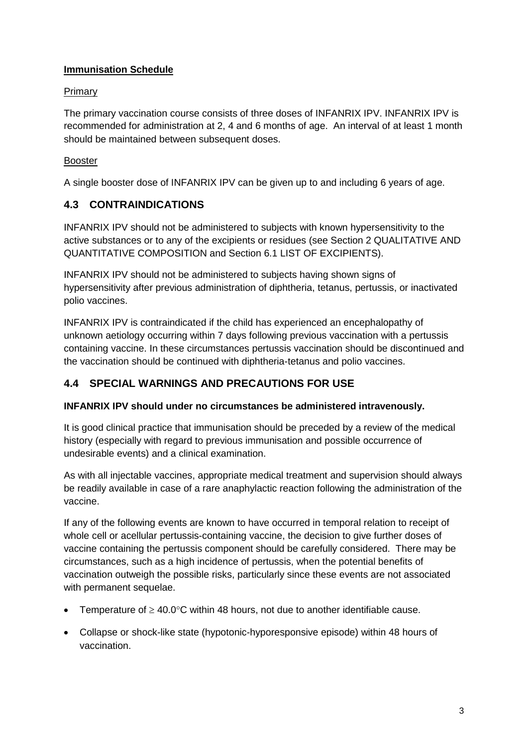**Immunisation Schedule**

Primary

The primary vaccination course consists of three doses of INFANRIX IPV. INFANRIX IPV is recommended for administration at 2, 4 and 6 months of age. An interval of at least 1 month should be maintained between subsequent doses.

Booster

A single booster dose of INFANRIX IPV can be given up to and including 6 years of age.

## 4.3 CONTRAINDICATIONS

INFANRIX IPV should not be administered to subjects with known hypersensitivity to the active substances or to any of the excipients or residues (see Section 2 QUALITATIVE AND QUANTITATIVE COMPOSITION and Section 6.1 LIST OF EXCIPIENTS).

INFANRIX IPV should not be administered to subjects having shown signs of hypersensitivity after previous administration of diphtheria, tetanus, pertussis, or inactivated polio vaccines.

INFANRIX IPV is contraindicated if the child has experienced an encephalopathy of unknown aetiology occurring within 7 days following previous vaccination with a pertussis containing vaccine. In these circumstances pertussis vaccination should be discontinued and the vaccination should be continued with diphtheria-tetanus and polio vaccines.

## 4.4 SPECIAL WARNINGS AND PRECAUTIONS FOR USE

**INFANRIX IPV should under no circumstances be administered intravenously.**

It is good clinical practice that immunisation should be preceded by a review of the medical history (especially with regard to previous immunisation and possible occurrence of undesirable events) and a clinical examination.

As with all injectable vaccines, appropriate medical treatment and supervision should always be readily available in case of a rare anaphylactic reaction following the administration of the vaccine.

If any of the following events are known to have occurred in temporal relation to receipt of whole cell or acellular pertussis-containing vaccine, the decision to give further doses of vaccine containing the pertussis component should be carefully considered. There may be circumstances, such as a high incidence of pertussis, when the potential benefits of vaccination outweigh the possible risks, particularly since these events are not associated with permanent sequelae.

- Temperature of $\geq 40.0°C$ within 48 hours, not due to another identifiable cause.
- Collapse or shock-like state (hypotonic-hyporesponsive episode) within 48 hours of vaccination.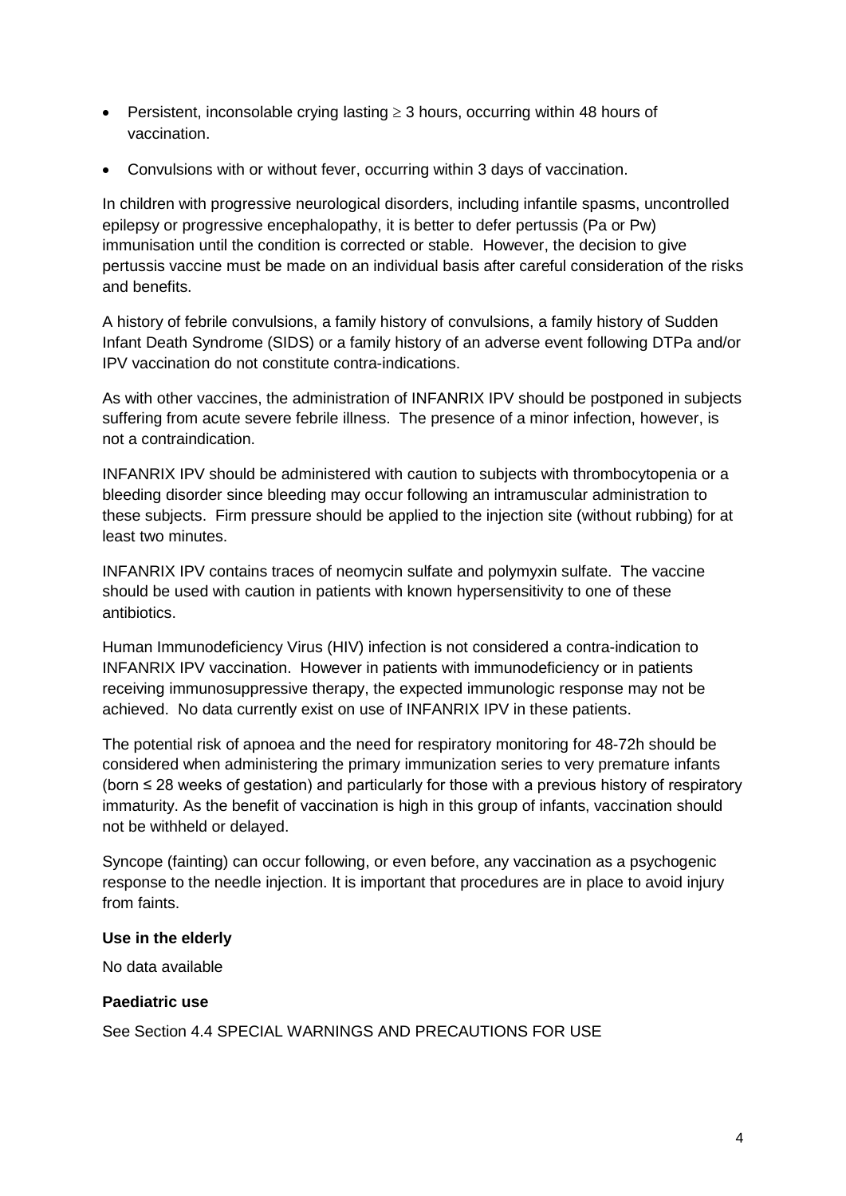- Persistent, inconsolable crying lasting $\geq$ 3 hours, occurring within 48 hours of vaccination.
- Convulsions with or without fever, occurring within 3 days of vaccination.

In children with progressive neurological disorders, including infantile spasms, uncontrolled epilepsy or progressive encephalopathy, it is better to defer pertussis (Pa or Pw) immunisation until the condition is corrected or stable. However, the decision to give pertussis vaccine must be made on an individual basis after careful consideration of the risks and benefits.

A history of febrile convulsions, a family history of convulsions, a family history of Sudden Infant Death Syndrome (SIDS) or a family history of an adverse event following DTPa and/or IPV vaccination do not constitute contra-indications.

As with other vaccines, the administration of INFANRIX IPV should be postponed in subjects suffering from acute severe febrile illness. The presence of a minor infection, however, is not a contraindication.

INFANRIX IPV should be administered with caution to subjects with thrombocytopenia or a bleeding disorder since bleeding may occur following an intramuscular administration to these subjects. Firm pressure should be applied to the injection site (without rubbing) for at least two minutes.

INFANRIX IPV contains traces of neomycin sulfate and polymyxin sulfate. The vaccine should be used with caution in patients with known hypersensitivity to one of these antibiotics.

Human Immunodeficiency Virus (HIV) infection is not considered a contra-indication to INFANRIX IPV vaccination. However in patients with immunodeficiency or in patients receiving immunosuppressive therapy, the expected immunologic response may not be achieved. No data currently exist on use of INFANRIX IPV in these patients.

The potential risk of apnoea and the need for respiratory monitoring for 48-72h should be considered when administering the primary immunization series to very premature infants (born ≤ 28 weeks of gestation) and particularly for those with a previous history of respiratory immaturity. As the benefit of vaccination is high in this group of infants, vaccination should not be withheld or delayed.

Syncope (fainting) can occur following, or even before, any vaccination as a psychogenic response to the needle injection. It is important that procedures are in place to avoid injury from faints.

**Use in the elderly**

No data available

**Paediatric use**

See Section 4.4 SPECIAL WARNINGS AND PRECAUTIONS FOR USE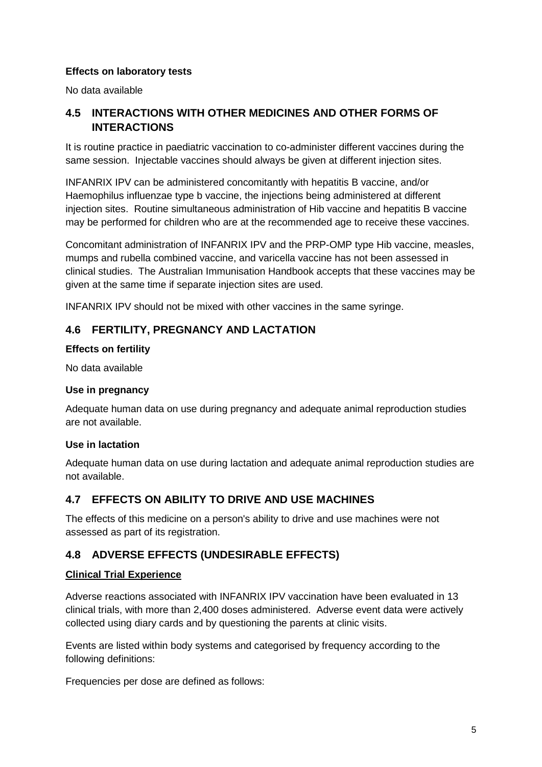**Effects on laboratory tests**

No data available

## 4.5 INTERACTIONS WITH OTHER MEDICINES AND OTHER FORMS OF INTERACTIONS

It is routine practice in paediatric vaccination to co-administer different vaccines during the same session. Injectable vaccines should always be given at different injection sites.

INFANRIX IPV can be administered concomitantly with hepatitis B vaccine, and/or Haemophilus influenzae type b vaccine, the injections being administered at different injection sites. Routine simultaneous administration of Hib vaccine and hepatitis B vaccine may be performed for children who are at the recommended age to receive these vaccines.

Concomitant administration of INFANRIX IPV and the PRP-OMP type Hib vaccine, measles, mumps and rubella combined vaccine, and varicella vaccine has not been assessed in clinical studies. The Australian Immunisation Handbook accepts that these vaccines may be given at the same time if separate injection sites are used.

INFANRIX IPV should not be mixed with other vaccines in the same syringe.

## 4.6 FERTILITY, PREGNANCY AND LACTATION

**Effects on fertility**

No data available

**Use in pregnancy**

Adequate human data on use during pregnancy and adequate animal reproduction studies are not available.

**Use in lactation**

Adequate human data on use during lactation and adequate animal reproduction studies are not available.

## 4.7 EFFECTS ON ABILITY TO DRIVE AND USE MACHINES

The effects of this medicine on a person's ability to drive and use machines were not assessed as part of its registration.

## 4.8 ADVERSE EFFECTS (UNDESIRABLE EFFECTS)

**Clinical Trial Experience**

Adverse reactions associated with INFANRIX IPV vaccination have been evaluated in 13 clinical trials, with more than 2,400 doses administered. Adverse event data were actively collected using diary cards and by questioning the parents at clinic visits.

Events are listed within body systems and categorised by frequency according to the following definitions:

Frequencies per dose are defined as follows: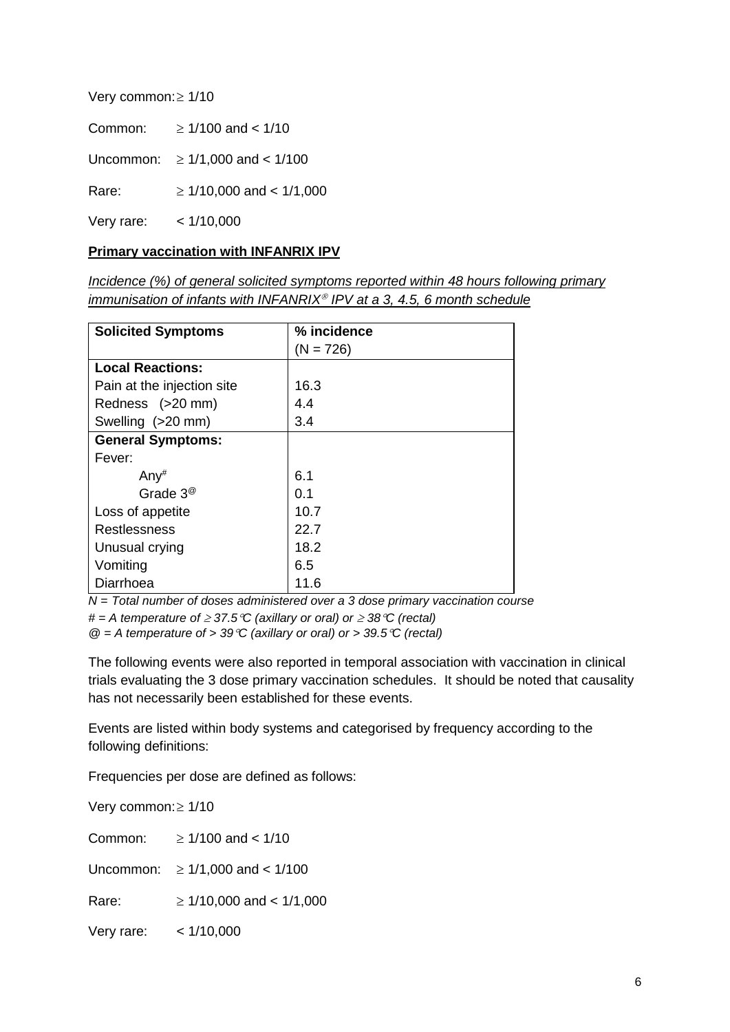Very common: $\geq$ 1/10

Common: $\geq$ 1/100 and < 1/10

Uncommon: $\geq$ 1/1,000 and < 1/100

Rare: $\geq$ 1/10,000 and < 1/1,000

Very rare: < 1/10,000

**Primary vaccination with INFANRIX IPV**

*Incidence (%) of general solicited symptoms reported within 48 hours following primary immunisation of infants with INFANRIX® IPV at a 3, 4.5, 6 month schedule*

| Solicited Symptoms | % incidence (N = 726) |
|---|---|
| **Local Reactions:** | |
| Pain at the injection site | 16.3 |
| Redness (>20 mm) | 4.4 |
| Swelling (>20 mm) | 3.4 |
| **General Symptoms:** | |
| Fever: | |
| Any[#] | 6.1 |
| Grade 3[@] | 0.1 |
| Loss of appetite | 10.7 |
| Restlessness | 22.7 |
| Unusual crying | 18.2 |
| Vomiting | 6.5 |
| Diarrhoea | 11.6 |

*N = Total number of doses administered over a 3 dose primary vaccination course*

*# = A temperature of $\geq$ 37.5°C (axillary or oral) or $\geq$ 38°C (rectal)*

*@ = A temperature of > 39°C (axillary or oral) or > 39.5°C (rectal)*

The following events were also reported in temporal association with vaccination in clinical trials evaluating the 3 dose primary vaccination schedules. It should be noted that causality has not necessarily been established for these events.

Events are listed within body systems and categorised by frequency according to the following definitions:

Frequencies per dose are defined as follows:

Very common: $\geq$ 1/10

Common: $\geq$ 1/100 and < 1/10

Uncommon: $\geq$ 1/1,000 and < 1/100

Rare: $\geq$ 1/10,000 and < 1/1,000

Very rare: < 1/10,000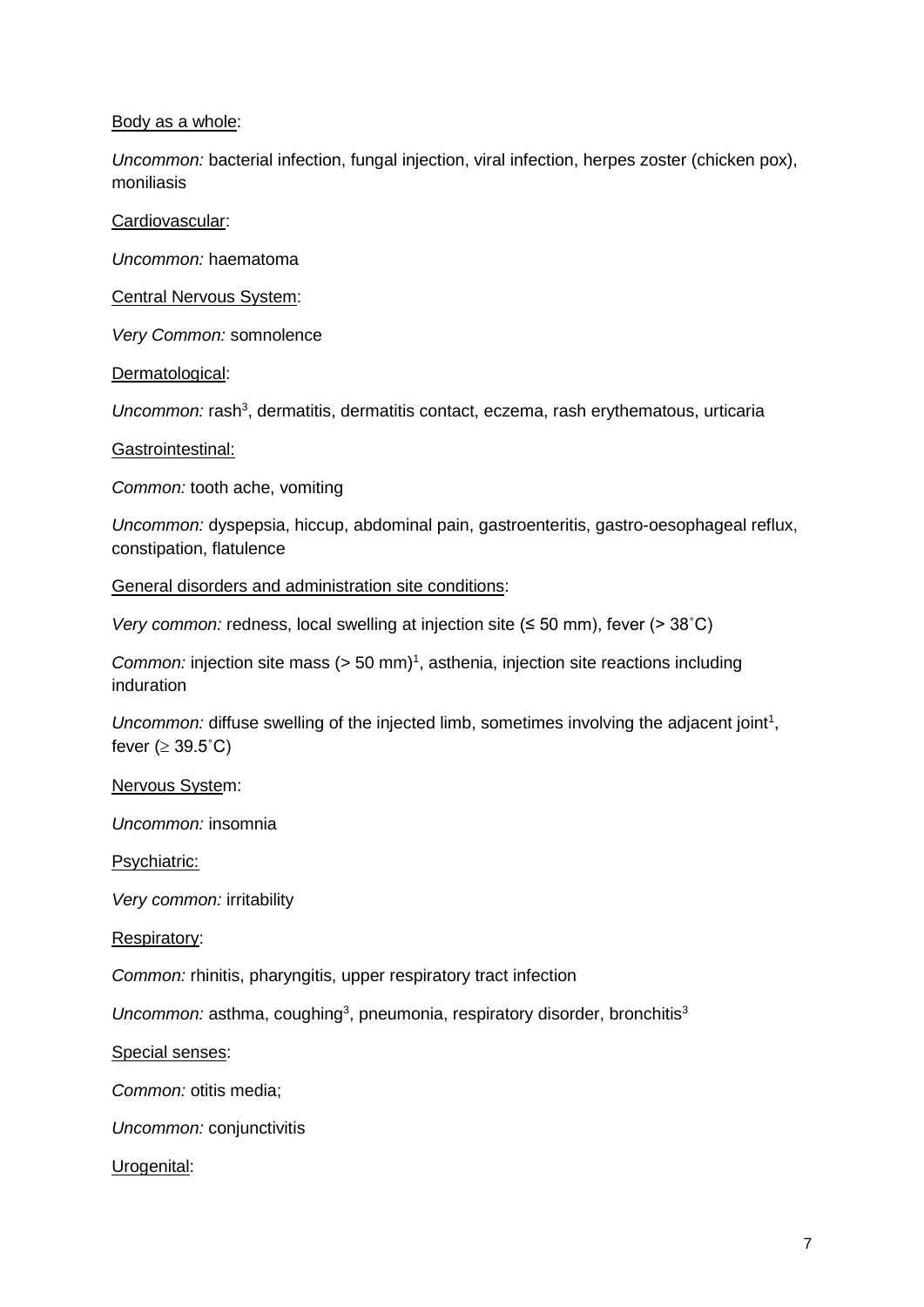Body as a whole:

*Uncommon:* bacterial infection, fungal injection, viral infection, herpes zoster (chicken pox), moniliasis

Cardiovascular:

*Uncommon:* haematoma

Central Nervous System:

*Very Common:* somnolence

Dermatological:

*Uncommon:* rash[3], dermatitis, dermatitis contact, eczema, rash erythematous, urticaria

Gastrointestinal:

*Common:* tooth ache, vomiting

*Uncommon:* dyspepsia, hiccup, abdominal pain, gastroenteritis, gastro-oesophageal reflux, constipation, flatulence

General disorders and administration site conditions:

*Very common:* redness, local swelling at injection site (≤ 50 mm), fever (> 38˚C)

*Common:* injection site mass (> 50 mm)[1], asthenia, injection site reactions including induration

*Uncommon:* diffuse swelling of the injected limb, sometimes involving the adjacent joint[1], fever ($\geq$ 39.5˚C)

Nervous System:

*Uncommon:* insomnia

Psychiatric:

*Very common:* irritability

Respiratory:

*Common:* rhinitis, pharyngitis, upper respiratory tract infection

*Uncommon:* asthma, coughing[3], pneumonia, respiratory disorder, bronchitis[3]

Special senses:

*Common:* otitis media;

*Uncommon:* conjunctivitis

Urogenital: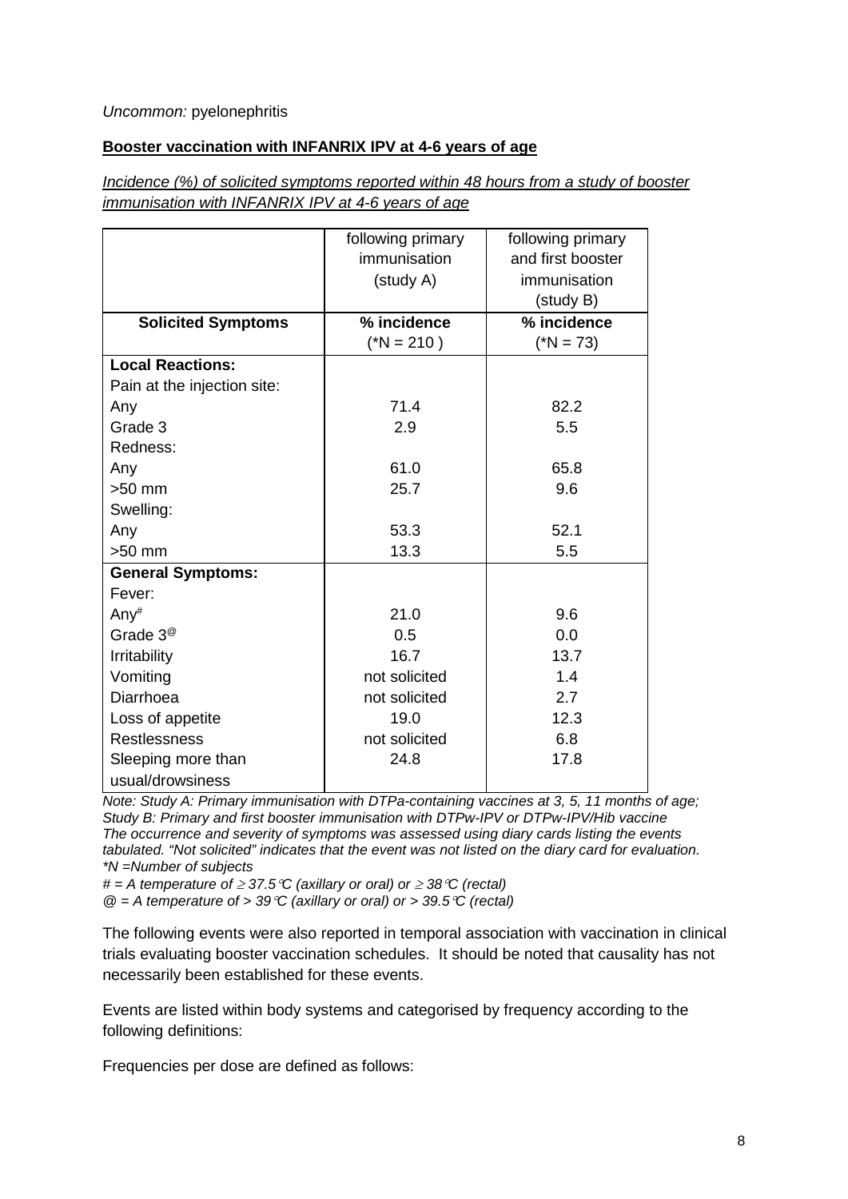*Uncommon:* pyelonephritis

**Booster vaccination with INFANRIX IPV at 4-6 years of age**

*Incidence (%) of solicited symptoms reported within 48 hours from a study of booster immunisation with INFANRIX IPV at 4-6 years of age*

| | following primary immunisation (study A) | following primary and first booster immunisation (study B) |
|---|---|---|
| **Solicited Symptoms** | **% incidence** (*N = 210 ) | **% incidence** (*N = 73) |
| **Local Reactions:** | | |
| Pain at the injection site: | | |
| Any | 71.4 | 82.2 |
| Grade 3 | 2.9 | 5.5 |
| Redness: | | |
| Any | 61.0 | 65.8 |
| >50 mm | 25.7 | 9.6 |
| Swelling: | | |
| Any | 53.3 | 52.1 |
| >50 mm | 13.3 | 5.5 |
| **General Symptoms:** | | |
| Fever: | | |
| Any# | 21.0 | 9.6 |
| Grade 3@ | 0.5 | 0.0 |
| Irritability | 16.7 | 13.7 |
| Vomiting | not solicited | 1.4 |
| Diarrhoea | not solicited | 2.7 |
| Loss of appetite | 19.0 | 12.3 |
| Restlessness | not solicited | 6.8 |
| Sleeping more than usual/drowsiness | 24.8 | 17.8 |

*Note: Study A: Primary immunisation with DTPa-containing vaccines at 3, 5, 11 months of age; Study B: Primary and first booster immunisation with DTPw-IPV or DTPw-IPV/Hib vaccine*
*The occurrence and severity of symptoms was assessed using diary cards listing the events tabulated. "Not solicited" indicates that the event was not listed on the diary card for evaluation.*
*\*N =Number of subjects*
*# = A temperature of ≥ 37.5°C (axillary or oral) or ≥ 38°C (rectal)*
*@ = A temperature of > 39°C (axillary or oral) or > 39.5°C (rectal)*

The following events were also reported in temporal association with vaccination in clinical trials evaluating booster vaccination schedules. It should be noted that causality has not necessarily been established for these events.

Events are listed within body systems and categorised by frequency according to the following definitions:

Frequencies per dose are defined as follows: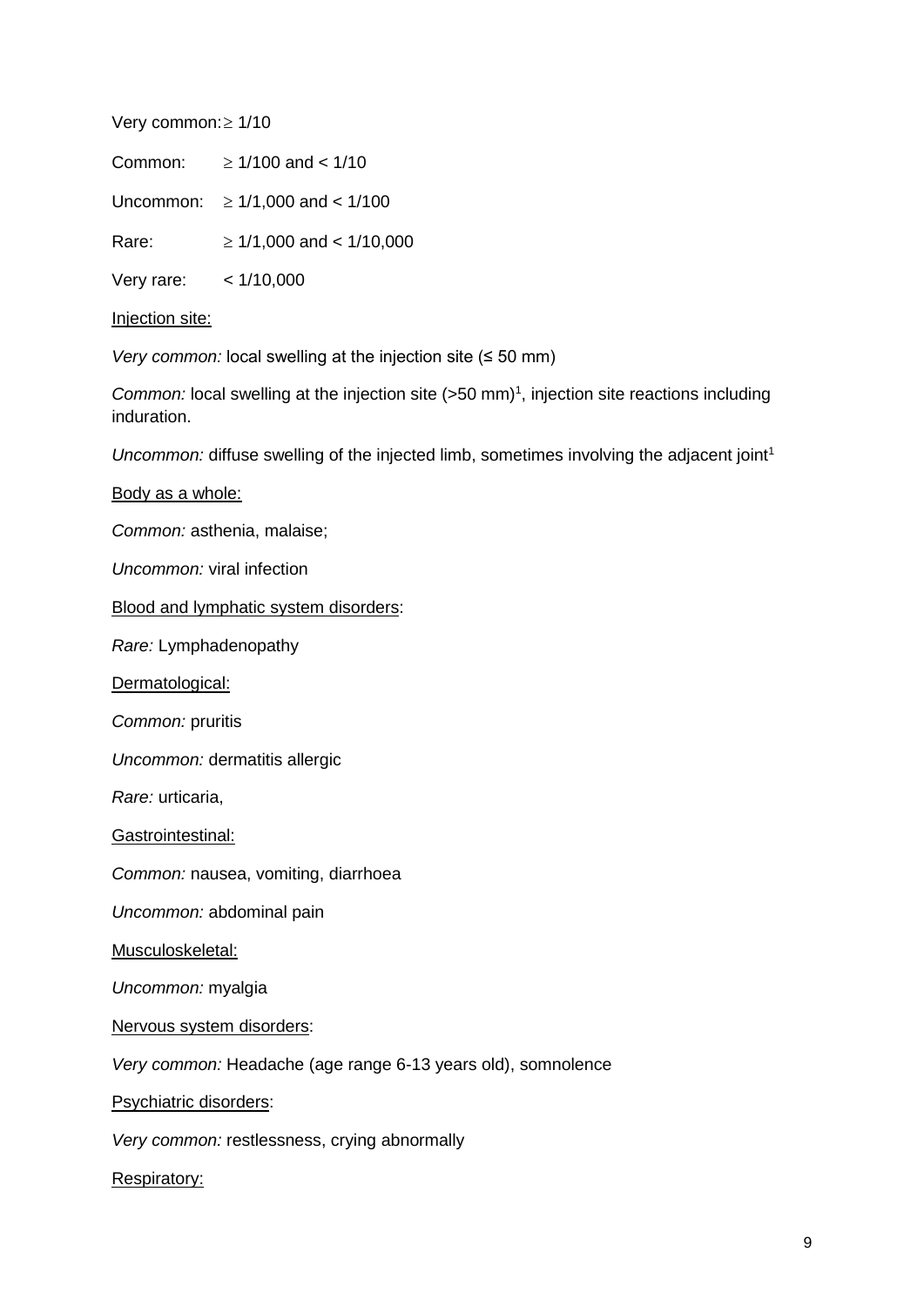Very common: ≥ 1/10

Common: ≥ 1/100 and < 1/10

Uncommon: ≥ 1/1,000 and < 1/100

Rare: ≥ 1/1,000 and < 1/10,000

Very rare: < 1/10,000

Injection site:

*Very common:* local swelling at the injection site (≤ 50 mm)

*Common:* local swelling at the injection site (>50 mm)[1], injection site reactions including induration.

*Uncommon:* diffuse swelling of the injected limb, sometimes involving the adjacent joint[1]

Body as a whole:

*Common:* asthenia, malaise;

*Uncommon:* viral infection

Blood and lymphatic system disorders:

*Rare:* Lymphadenopathy

Dermatological:

*Common:* pruritis

*Uncommon:* dermatitis allergic

*Rare:* urticaria,

Gastrointestinal:

*Common:* nausea, vomiting, diarrhoea

*Uncommon:* abdominal pain

Musculoskeletal:

*Uncommon:* myalgia

Nervous system disorders:

*Very common:* Headache (age range 6-13 years old), somnolence

Psychiatric disorders:

*Very common:* restlessness, crying abnormally

Respiratory: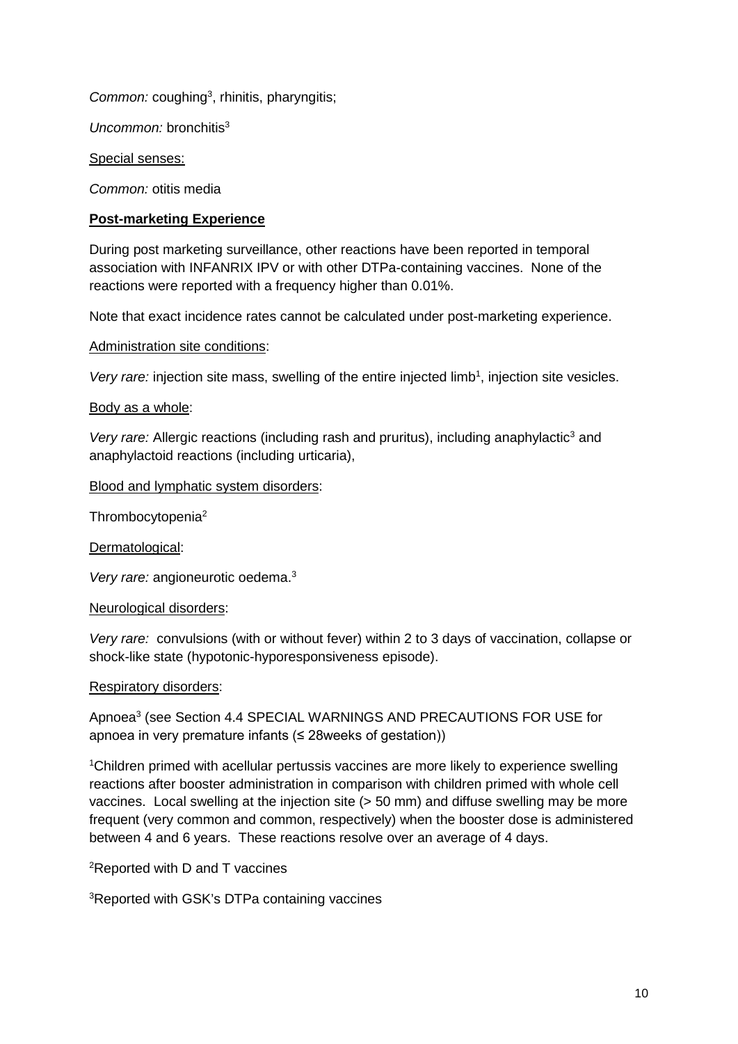*Common:* coughing[3], rhinitis, pharyngitis;

*Uncommon:* bronchitis[3]

Special senses:

*Common:* otitis media

**Post-marketing Experience**

During post marketing surveillance, other reactions have been reported in temporal association with INFANRIX IPV or with other DTPa-containing vaccines. None of the reactions were reported with a frequency higher than 0.01%.

Note that exact incidence rates cannot be calculated under post-marketing experience.

Administration site conditions:

*Very rare:* injection site mass, swelling of the entire injected limb[1], injection site vesicles.

Body as a whole:

*Very rare:* Allergic reactions (including rash and pruritus), including anaphylactic[3] and anaphylactoid reactions (including urticaria),

Blood and lymphatic system disorders:

Thrombocytopenia[2]

Dermatological:

*Very rare:* angioneurotic oedema.[3]

Neurological disorders:

*Very rare:* convulsions (with or without fever) within 2 to 3 days of vaccination, collapse or shock-like state (hypotonic-hyporesponsiveness episode).

Respiratory disorders:

Apnoea[3] (see Section 4.4 SPECIAL WARNINGS AND PRECAUTIONS FOR USE for apnoea in very premature infants (≤ 28weeks of gestation))

[1]Children primed with acellular pertussis vaccines are more likely to experience swelling reactions after booster administration in comparison with children primed with whole cell vaccines. Local swelling at the injection site (> 50 mm) and diffuse swelling may be more frequent (very common and common, respectively) when the booster dose is administered between 4 and 6 years. These reactions resolve over an average of 4 days.

[2]Reported with D and T vaccines

[3]Reported with GSK's DTPa containing vaccines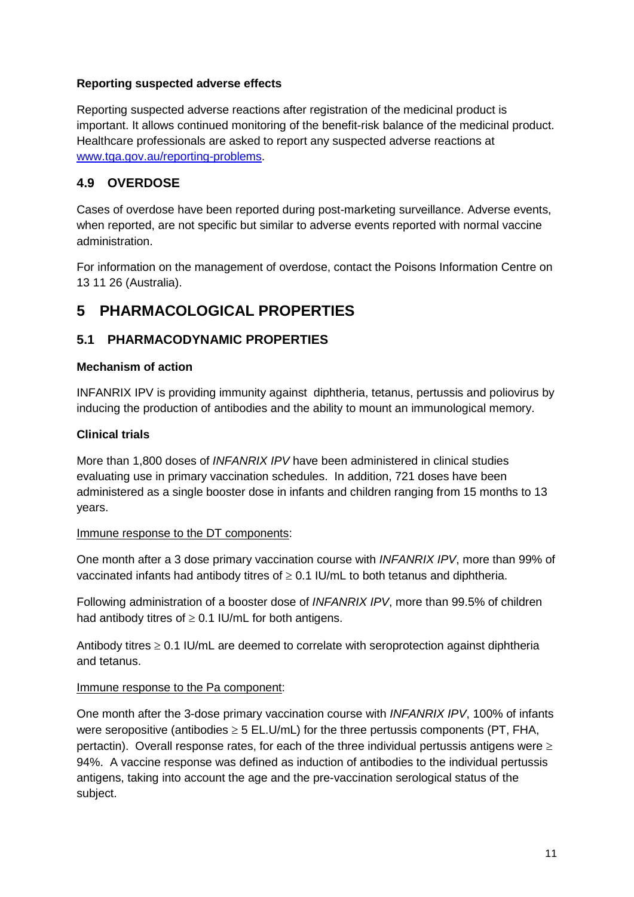**Reporting suspected adverse effects**

Reporting suspected adverse reactions after registration of the medicinal product is important. It allows continued monitoring of the benefit-risk balance of the medicinal product. Healthcare professionals are asked to report any suspected adverse reactions at [www.tga.gov.au/reporting-problems](http://www.tga.gov.au/reporting-problems).

## 4.9 OVERDOSE

Cases of overdose have been reported during post-marketing surveillance. Adverse events, when reported, are not specific but similar to adverse events reported with normal vaccine administration.

For information on the management of overdose, contact the Poisons Information Centre on 13 11 26 (Australia).

# 5 PHARMACOLOGICAL PROPERTIES

## 5.1 PHARMACODYNAMIC PROPERTIES

**Mechanism of action**

INFANRIX IPV is providing immunity against  diphtheria, tetanus, pertussis and poliovirus by inducing the production of antibodies and the ability to mount an immunological memory.

**Clinical trials**

More than 1,800 doses of *INFANRIX IPV* have been administered in clinical studies evaluating use in primary vaccination schedules. In addition, 721 doses have been administered as a single booster dose in infants and children ranging from 15 months to 13 years.

<u>Immune response to the DT components</u>:

One month after a 3 dose primary vaccination course with *INFANRIX IPV*, more than 99% of vaccinated infants had antibody titres of $\geq$ 0.1 IU/mL to both tetanus and diphtheria.

Following administration of a booster dose of *INFANRIX IPV*, more than 99.5% of children had antibody titres of $\geq$ 0.1 IU/mL for both antigens.

Antibody titres $\geq$ 0.1 IU/mL are deemed to correlate with seroprotection against diphtheria and tetanus.

<u>Immune response to the Pa component</u>:

One month after the 3-dose primary vaccination course with *INFANRIX IPV*, 100% of infants were seropositive (antibodies $\geq$ 5 EL.U/mL) for the three pertussis components (PT, FHA, pertactin). Overall response rates, for each of the three individual pertussis antigens were $\geq$ 94%. A vaccine response was defined as induction of antibodies to the individual pertussis antigens, taking into account the age and the pre-vaccination serological status of the subject.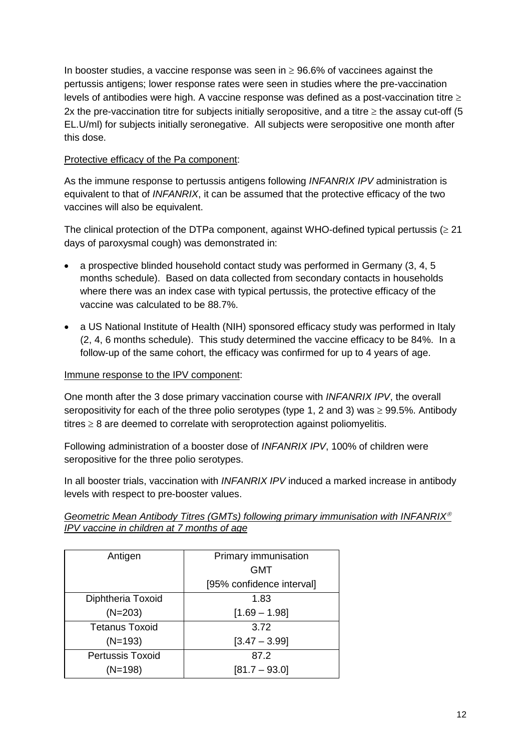In booster studies, a vaccine response was seen in ≥ 96.6% of vaccinees against the pertussis antigens; lower response rates were seen in studies where the pre-vaccination levels of antibodies were high. A vaccine response was defined as a post-vaccination titre ≥ 2x the pre-vaccination titre for subjects initially seropositive, and a titre ≥ the assay cut-off (5 EL.U/ml) for subjects initially seronegative. All subjects were seropositive one month after this dose.

<u>Protective efficacy of the Pa component</u>:

As the immune response to pertussis antigens following *INFANRIX IPV* administration is equivalent to that of *INFANRIX*, it can be assumed that the protective efficacy of the two vaccines will also be equivalent.

The clinical protection of the DTPa component, against WHO-defined typical pertussis (≥ 21 days of paroxysmal cough) was demonstrated in:

- a prospective blinded household contact study was performed in Germany (3, 4, 5 months schedule). Based on data collected from secondary contacts in households where there was an index case with typical pertussis, the protective efficacy of the vaccine was calculated to be 88.7%.
- a US National Institute of Health (NIH) sponsored efficacy study was performed in Italy (2, 4, 6 months schedule). This study determined the vaccine efficacy to be 84%. In a follow-up of the same cohort, the efficacy was confirmed for up to 4 years of age.

<u>Immune response to the IPV component</u>:

One month after the 3 dose primary vaccination course with *INFANRIX IPV*, the overall seropositivity for each of the three polio serotypes (type 1, 2 and 3) was ≥ 99.5%. Antibody titres ≥ 8 are deemed to correlate with seroprotection against poliomyelitis.

Following administration of a booster dose of *INFANRIX IPV*, 100% of children were seropositive for the three polio serotypes.

In all booster trials, vaccination with *INFANRIX IPV* induced a marked increase in antibody levels with respect to pre-booster values.

*<u>Geometric Mean Antibody Titres (GMTs) following primary immunisation with INFANRIX® IPV vaccine in children at 7 months of age</u>*

| Antigen | Primary immunisation GMT [95% confidence interval] |
|---|---|
| Diphtheria Toxoid (N=203) | 1.83 [1.69 – 1.98] |
| Tetanus Toxoid (N=193) | 3.72 [3.47 – 3.99] |
| Pertussis Toxoid (N=198) | 87.2 [81.7 – 93.0] |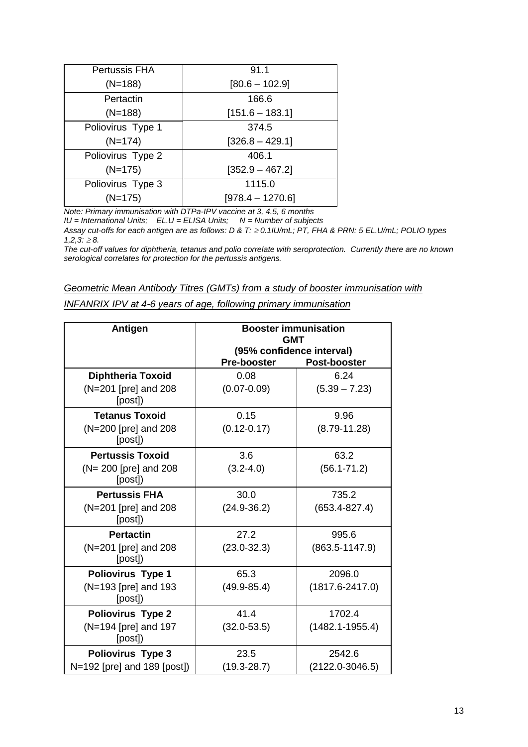| Pertussis FHA (N=188) | 91.1 [80.6 – 102.9] |
|---|---|
| Pertactin (N=188) | 166.6 [151.6 – 183.1] |
| Poliovirus Type 1 (N=174) | 374.5 [326.8 – 429.1] |
| Poliovirus Type 2 (N=175) | 406.1 [352.9 – 467.2] |
| Poliovirus Type 3 (N=175) | 1115.0 [978.4 – 1270.6] |

*Note: Primary immunisation with DTPa-IPV vaccine at 3, 4.5, 6 months*
*IU = International Units; EL.U = ELISA Units; N = Number of subjects*
*Assay cut-offs for each antigen are as follows: D & T: ≥ 0.1IU/mL; PT, FHA & PRN: 5 EL.U/mL; POLIO types 1,2,3: ≥ 8.*
*The cut-off values for diphtheria, tetanus and polio correlate with seroprotection. Currently there are no known serological correlates for protection for the pertussis antigens.*

*Geometric Mean Antibody Titres (GMTs) from a study of booster immunisation with INFANRIX IPV at 4-6 years of age, following primary immunisation*

| Antigen | Booster immunisation GMT (95% confidence interval) | |
|---|---|---|
| | **Pre-booster** | **Post-booster** |
| **Diphtheria Toxoid** (N=201 [pre] and 208 [post]) | 0.08 (0.07-0.09) | 6.24 (5.39 – 7.23) |
| **Tetanus Toxoid** (N=200 [pre] and 208 [post]) | 0.15 (0.12-0.17) | 9.96 (8.79-11.28) |
| **Pertussis Toxoid** (N= 200 [pre] and 208 [post]) | 3.6 (3.2-4.0) | 63.2 (56.1-71.2) |
| **Pertussis FHA** (N=201 [pre] and 208 [post]) | 30.0 (24.9-36.2) | 735.2 (653.4-827.4) |
| **Pertactin** (N=201 [pre] and 208 [post]) | 27.2 (23.0-32.3) | 995.6 (863.5-1147.9) |
| **Poliovirus Type 1** (N=193 [pre] and 193 [post]) | 65.3 (49.9-85.4) | 2096.0 (1817.6-2417.0) |
| **Poliovirus Type 2** (N=194 [pre] and 197 [post]) | 41.4 (32.0-53.5) | 1702.4 (1482.1-1955.4) |
| **Poliovirus Type 3** N=192 [pre] and 189 [post]) | 23.5 (19.3-28.7) | 2542.6 (2122.0-3046.5) |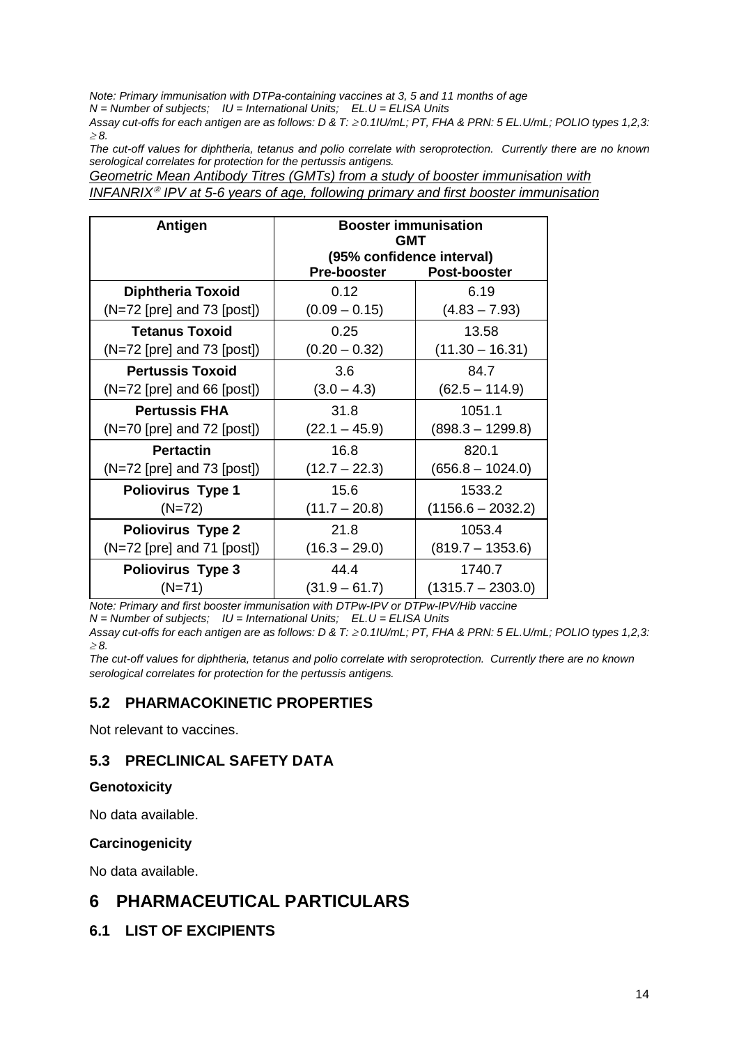*Note: Primary immunisation with DTPa-containing vaccines at 3, 5 and 11 months of age*
*N = Number of subjects; IU = International Units; EL.U = ELISA Units*
*Assay cut-offs for each antigen are as follows: D & T: ≥ 0.1IU/mL; PT, FHA & PRN: 5 EL.U/mL; POLIO types 1,2,3: ≥ 8.*
*The cut-off values for diphtheria, tetanus and polio correlate with seroprotection. Currently there are no known serological correlates for protection for the pertussis antigens.*

*Geometric Mean Antibody Titres (GMTs) from a study of booster immunisation with INFANRIX® IPV at 5-6 years of age, following primary and first booster immunisation*

| Antigen | Booster immunisation GMT (95% confidence interval) | |
|---|---|---|
| | **Pre-booster** | **Post-booster** |
| **Diphtheria Toxoid** (N=72 [pre] and 73 [post]) | 0.12 (0.09 – 0.15) | 6.19 (4.83 – 7.93) |
| **Tetanus Toxoid** (N=72 [pre] and 73 [post]) | 0.25 (0.20 – 0.32) | 13.58 (11.30 – 16.31) |
| **Pertussis Toxoid** (N=72 [pre] and 66 [post]) | 3.6 (3.0 – 4.3) | 84.7 (62.5 – 114.9) |
| **Pertussis FHA** (N=70 [pre] and 72 [post]) | 31.8 (22.1 – 45.9) | 1051.1 (898.3 – 1299.8) |
| **Pertactin** (N=72 [pre] and 73 [post]) | 16.8 (12.7 – 22.3) | 820.1 (656.8 – 1024.0) |
| **Poliovirus Type 1** (N=72) | 15.6 (11.7 – 20.8) | 1533.2 (1156.6 – 2032.2) |
| **Poliovirus Type 2** (N=72 [pre] and 71 [post]) | 21.8 (16.3 – 29.0) | 1053.4 (819.7 – 1353.6) |
| **Poliovirus Type 3** (N=71) | 44.4 (31.9 – 61.7) | 1740.7 (1315.7 – 2303.0) |

*Note: Primary and first booster immunisation with DTPw-IPV or DTPw-IPV/Hib vaccine*
*N = Number of subjects; IU = International Units; EL.U = ELISA Units*
*Assay cut-offs for each antigen are as follows: D & T: ≥ 0.1IU/mL; PT, FHA & PRN: 5 EL.U/mL; POLIO types 1,2,3: ≥ 8.*
*The cut-off values for diphtheria, tetanus and polio correlate with seroprotection. Currently there are no known serological correlates for protection for the pertussis antigens.*

## 5.2 PHARMACOKINETIC PROPERTIES

Not relevant to vaccines.

## 5.3 PRECLINICAL SAFETY DATA

**Genotoxicity**

No data available.

**Carcinogenicity**

No data available.

# 6 PHARMACEUTICAL PARTICULARS

## 6.1 LIST OF EXCIPIENTS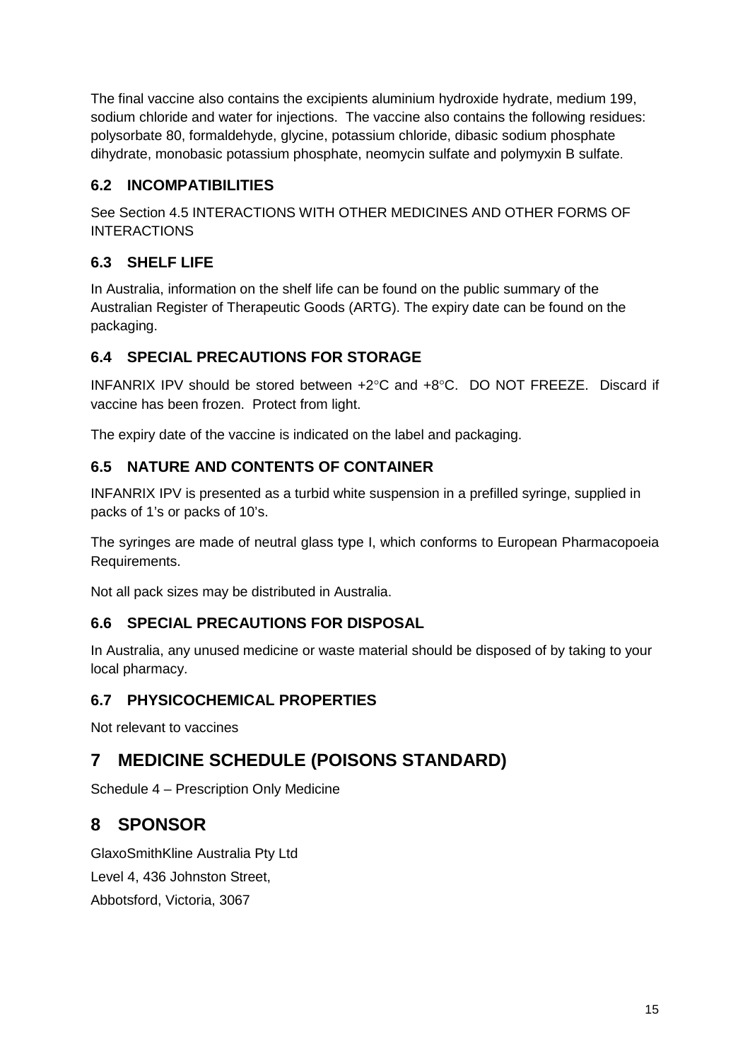The final vaccine also contains the excipients aluminium hydroxide hydrate, medium 199, sodium chloride and water for injections. The vaccine also contains the following residues: polysorbate 80, formaldehyde, glycine, potassium chloride, dibasic sodium phosphate dihydrate, monobasic potassium phosphate, neomycin sulfate and polymyxin B sulfate.

### 6.2 INCOMPATIBILITIES

See Section 4.5 INTERACTIONS WITH OTHER MEDICINES AND OTHER FORMS OF INTERACTIONS

### 6.3 SHELF LIFE

In Australia, information on the shelf life can be found on the public summary of the Australian Register of Therapeutic Goods (ARTG). The expiry date can be found on the packaging.

### 6.4 SPECIAL PRECAUTIONS FOR STORAGE

INFANRIX IPV should be stored between +2°C and +8°C. DO NOT FREEZE. Discard if vaccine has been frozen. Protect from light.

The expiry date of the vaccine is indicated on the label and packaging.

### 6.5 NATURE AND CONTENTS OF CONTAINER

INFANRIX IPV is presented as a turbid white suspension in a prefilled syringe, supplied in packs of 1's or packs of 10's.

The syringes are made of neutral glass type I, which conforms to European Pharmacopoeia Requirements.

Not all pack sizes may be distributed in Australia.

### 6.6 SPECIAL PRECAUTIONS FOR DISPOSAL

In Australia, any unused medicine or waste material should be disposed of by taking to your local pharmacy.

### 6.7 PHYSICOCHEMICAL PROPERTIES

Not relevant to vaccines

## 7 MEDICINE SCHEDULE (POISONS STANDARD)

Schedule 4 – Prescription Only Medicine

## 8 SPONSOR

GlaxoSmithKline Australia Pty Ltd

Level 4, 436 Johnston Street,

Abbotsford, Victoria, 3067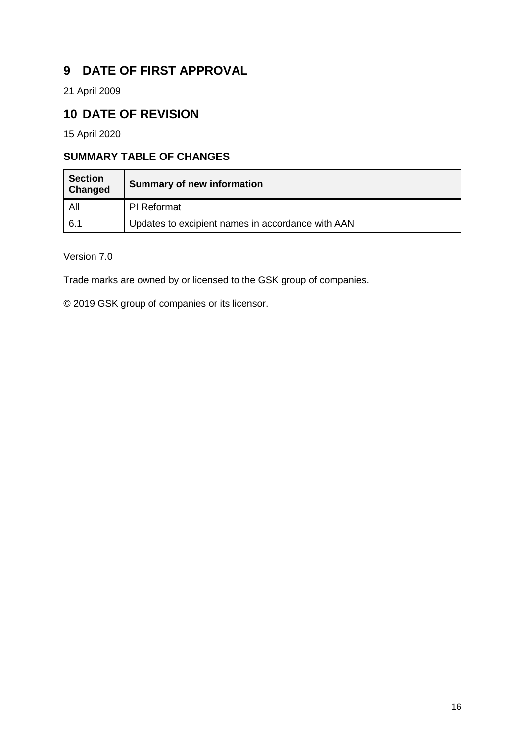# 9 DATE OF FIRST APPROVAL

21 April 2009

# 10 DATE OF REVISION

15 April 2020

### SUMMARY TABLE OF CHANGES

| Section Changed | Summary of new information |
|---|---|
| All | PI Reformat |
| 6.1 | Updates to excipient names in accordance with AAN |

Version 7.0

Trade marks are owned by or licensed to the GSK group of companies.

© 2019 GSK group of companies or its licensor.